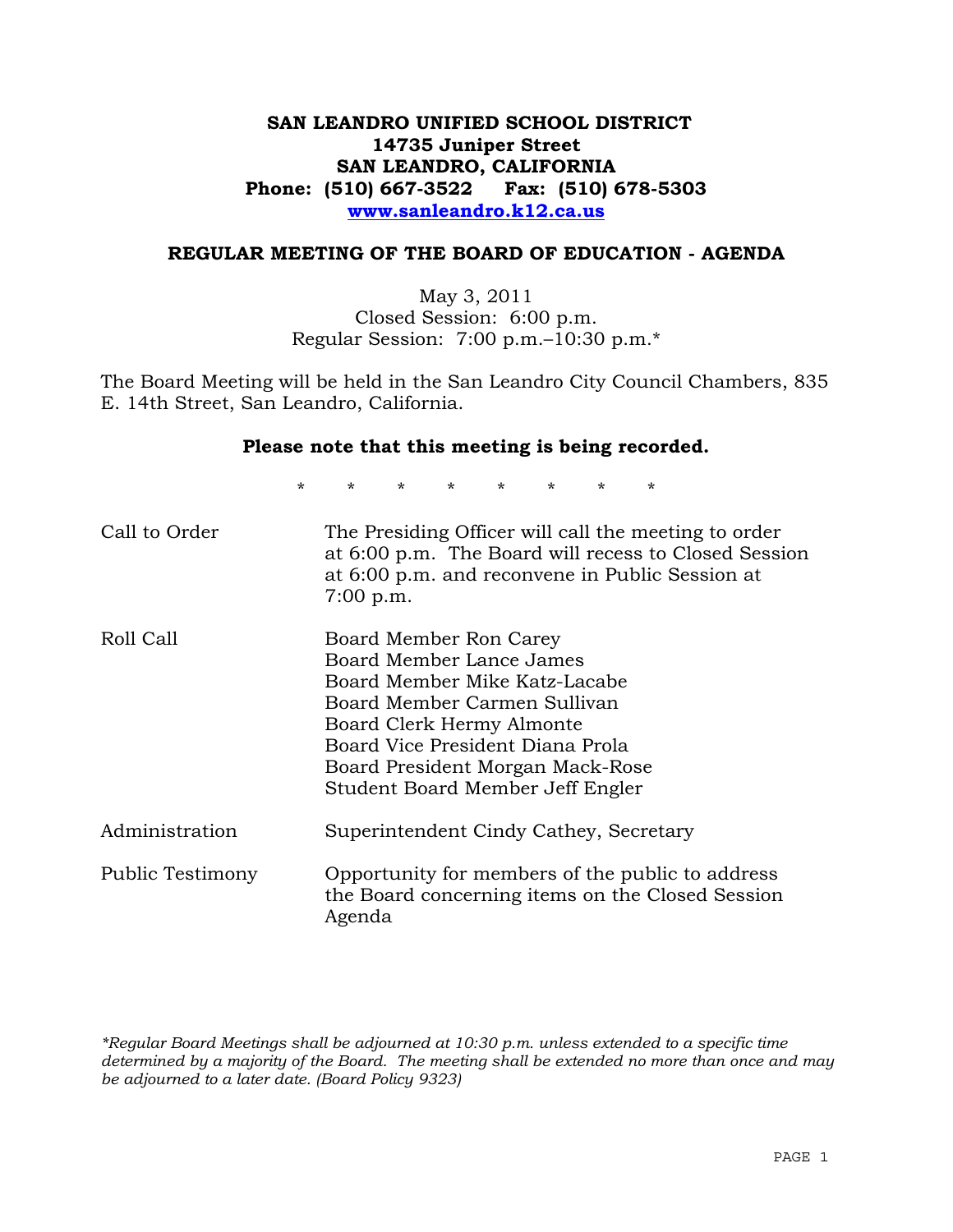# SAN LEANDRO UNIFIED SCHOOL DISTRICT
**14735 Juniper Street**
**SAN LEANDRO, CALIFORNIA**
**Phone: (510) 667-3522 Fax: (510) 678-5303**
**[www.sanleandro.k12.ca.us](http://www.sanleandro.k12.ca.us)**

## REGULAR MEETING OF THE BOARD OF EDUCATION - AGENDA

May 3, 2011
Closed Session: 6:00 p.m.
Regular Session: 7:00 p.m.–10:30 p.m.*

The Board Meeting will be held in the San Leandro City Council Chambers, 835 E. 14th Street, San Leandro, California.

**Please note that this meeting is being recorded.**

\* \* \* \* \* \* \* \*

| | |
|---|---|
| Call to Order | The Presiding Officer will call the meeting to order at 6:00 p.m. The Board will recess to Closed Session at 6:00 p.m. and reconvene in Public Session at 7:00 p.m. |
| Roll Call | Board Member Ron Carey<br>Board Member Lance James<br>Board Member Mike Katz-Lacabe<br>Board Member Carmen Sullivan<br>Board Clerk Hermy Almonte<br>Board Vice President Diana Prola<br>Board President Morgan Mack-Rose<br>Student Board Member Jeff Engler |
| Administration | Superintendent Cindy Cathey, Secretary |
| Public Testimony | Opportunity for members of the public to address the Board concerning items on the Closed Session Agenda |

*\*Regular Board Meetings shall be adjourned at 10:30 p.m. unless extended to a specific time determined by a majority of the Board. The meeting shall be extended no more than once and may be adjourned to a later date. (Board Policy 9323)*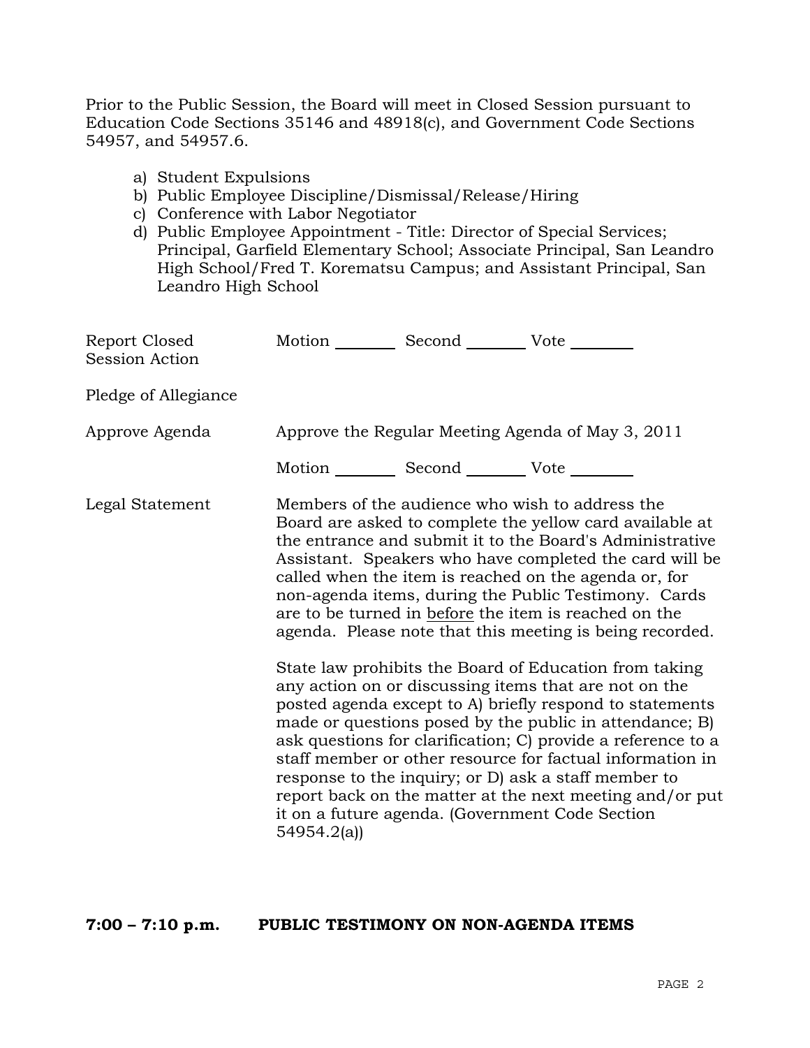Prior to the Public Session, the Board will meet in Closed Session pursuant to Education Code Sections 35146 and 48918(c), and Government Code Sections 54957, and 54957.6.

a) Student Expulsions
b) Public Employee Discipline/Dismissal/Release/Hiring
c) Conference with Labor Negotiator
d) Public Employee Appointment - Title: Director of Special Services; Principal, Garfield Elementary School; Associate Principal, San Leandro High School/Fred T. Korematsu Campus; and Assistant Principal, San Leandro High School

Report Closed Session Action — Motion ________ Second ________ Vote ________

Pledge of Allegiance

Approve Agenda — Approve the Regular Meeting Agenda of May 3, 2011

Motion ________ Second ________ Vote ________

Legal Statement — Members of the audience who wish to address the Board are asked to complete the yellow card available at the entrance and submit it to the Board's Administrative Assistant. Speakers who have completed the card will be called when the item is reached on the agenda or, for non-agenda items, during the Public Testimony. Cards are to be turned in before the item is reached on the agenda. Please note that this meeting is being recorded.

State law prohibits the Board of Education from taking any action on or discussing items that are not on the posted agenda except to A) briefly respond to statements made or questions posed by the public in attendance; B) ask questions for clarification; C) provide a reference to a staff member or other resource for factual information in response to the inquiry; or D) ask a staff member to report back on the matter at the next meeting and/or put it on a future agenda. (Government Code Section 54954.2(a))

**7:00 – 7:10 p.m. PUBLIC TESTIMONY ON NON-AGENDA ITEMS**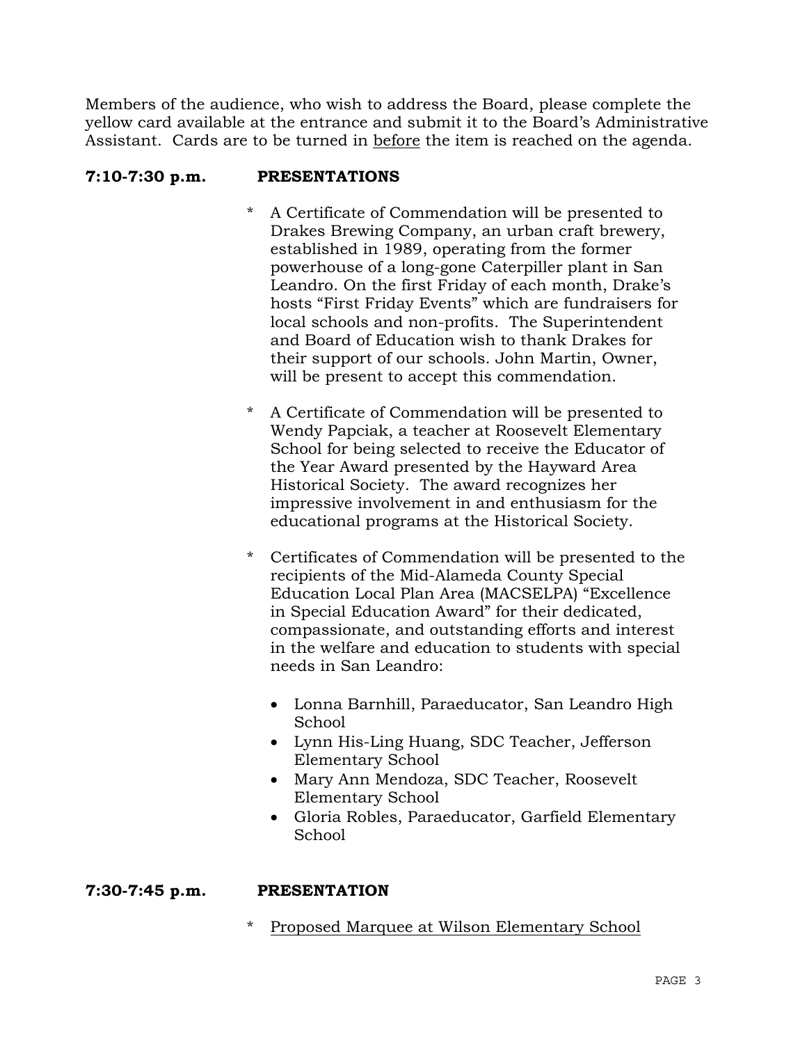Members of the audience, who wish to address the Board, please complete the yellow card available at the entrance and submit it to the Board's Administrative Assistant. Cards are to be turned in <u>before</u> the item is reached on the agenda.

**7:10-7:30 p.m. PRESENTATIONS**

* A Certificate of Commendation will be presented to Drakes Brewing Company, an urban craft brewery, established in 1989, operating from the former powerhouse of a long-gone Caterpiller plant in San Leandro. On the first Friday of each month, Drake's hosts "First Friday Events" which are fundraisers for local schools and non-profits. The Superintendent and Board of Education wish to thank Drakes for their support of our schools. John Martin, Owner, will be present to accept this commendation.

* A Certificate of Commendation will be presented to Wendy Papciak, a teacher at Roosevelt Elementary School for being selected to receive the Educator of the Year Award presented by the Hayward Area Historical Society. The award recognizes her impressive involvement in and enthusiasm for the educational programs at the Historical Society.

* Certificates of Commendation will be presented to the recipients of the Mid-Alameda County Special Education Local Plan Area (MACSELPA) "Excellence in Special Education Award" for their dedicated, compassionate, and outstanding efforts and interest in the welfare and education to students with special needs in San Leandro:

  - Lonna Barnhill, Paraeducator, San Leandro High School
  - Lynn His-Ling Huang, SDC Teacher, Jefferson Elementary School
  - Mary Ann Mendoza, SDC Teacher, Roosevelt Elementary School
  - Gloria Robles, Paraeducator, Garfield Elementary School

**7:30-7:45 p.m. PRESENTATION**

* <u>Proposed Marquee at Wilson Elementary School</u>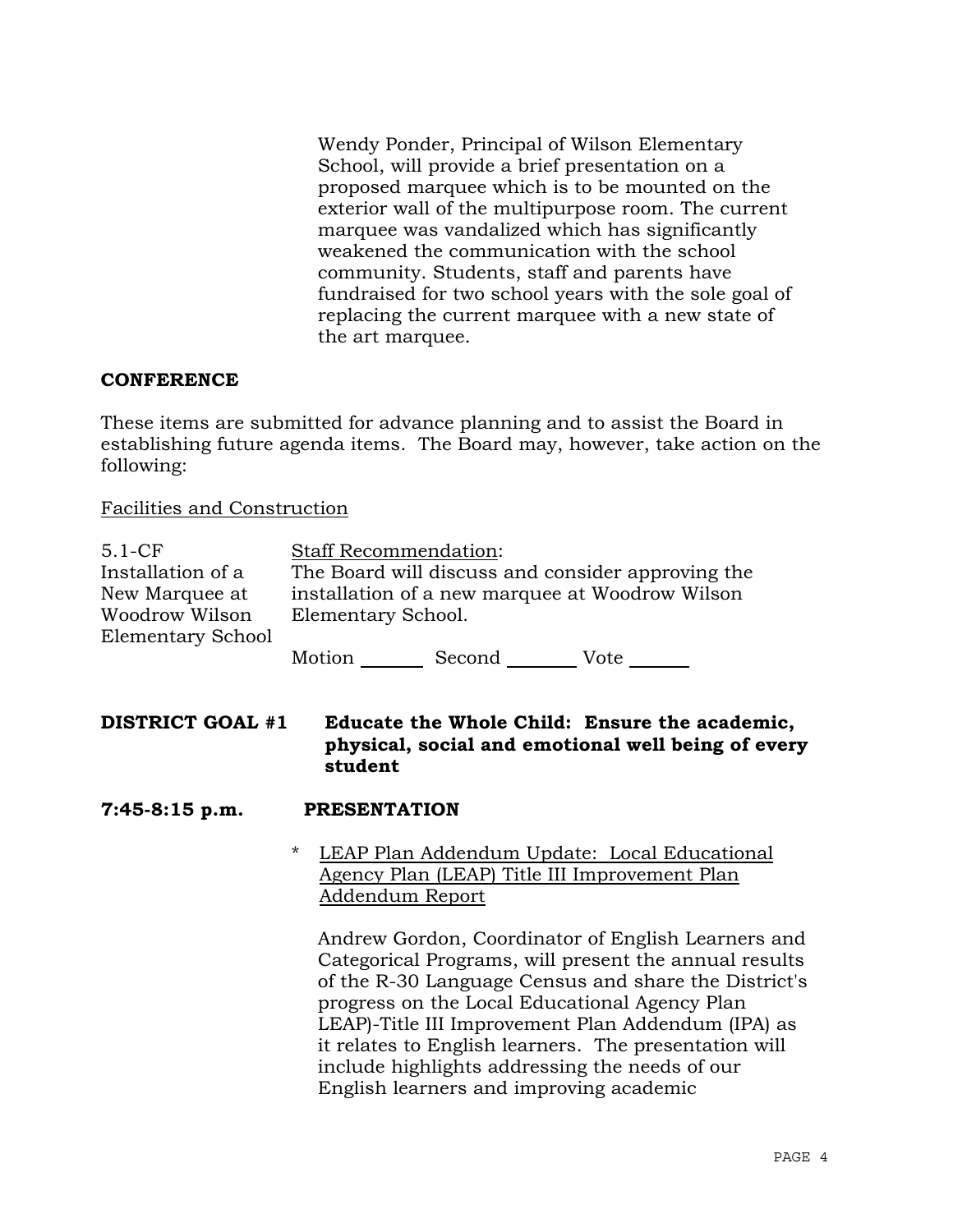Wendy Ponder, Principal of Wilson Elementary School, will provide a brief presentation on a proposed marquee which is to be mounted on the exterior wall of the multipurpose room. The current marquee was vandalized which has significantly weakened the communication with the school community. Students, staff and parents have fundraised for two school years with the sole goal of replacing the current marquee with a new state of the art marquee.

**CONFERENCE**

These items are submitted for advance planning and to assist the Board in establishing future agenda items. The Board may, however, take action on the following:

Facilities and Construction

5.1-CF Installation of a New Marquee at Woodrow Wilson Elementary School

Staff Recommendation:
The Board will discuss and consider approving the installation of a new marquee at Woodrow Wilson Elementary School.

Motion _______ Second ________ Vote ______

**DISTRICT GOAL #1 Educate the Whole Child: Ensure the academic, physical, social and emotional well being of every student**

**7:45-8:15 p.m. PRESENTATION**

* LEAP Plan Addendum Update: Local Educational Agency Plan (LEAP) Title III Improvement Plan Addendum Report

Andrew Gordon, Coordinator of English Learners and Categorical Programs, will present the annual results of the R-30 Language Census and share the District's progress on the Local Educational Agency Plan LEAP)-Title III Improvement Plan Addendum (IPA) as it relates to English learners. The presentation will include highlights addressing the needs of our English learners and improving academic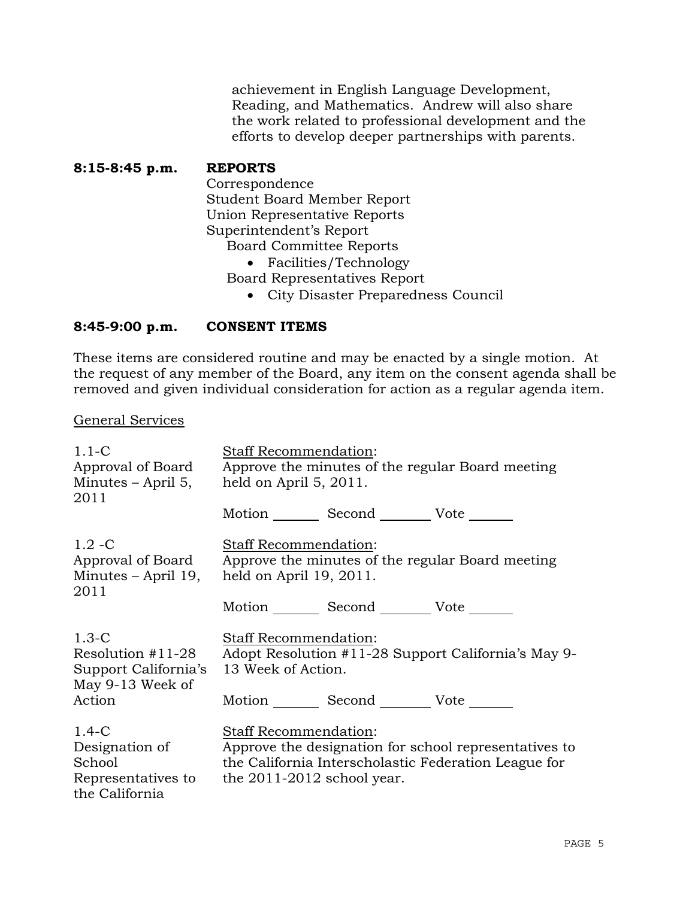achievement in English Language Development, Reading, and Mathematics. Andrew will also share the work related to professional development and the efforts to develop deeper partnerships with parents.

**8:15-8:45 p.m. REPORTS**

Correspondence
Student Board Member Report
Union Representative Reports
Superintendent's Report
Board Committee Reports
- Facilities/Technology

Board Representatives Report
- City Disaster Preparedness Council

**8:45-9:00 p.m. CONSENT ITEMS**

These items are considered routine and may be enacted by a single motion. At the request of any member of the Board, any item on the consent agenda shall be removed and given individual consideration for action as a regular agenda item.

General Services

1.1-C Approval of Board Minutes – April 5, 2011

Staff Recommendation:
Approve the minutes of the regular Board meeting held on April 5, 2011.

Motion _______ Second _______ Vote _______

1.2 -C Approval of Board Minutes – April 19, 2011

Staff Recommendation:
Approve the minutes of the regular Board meeting held on April 19, 2011.

Motion _______ Second _______ Vote _______

1.3-C Resolution #11-28 Support California's May 9-13 Week of Action

Staff Recommendation:
Adopt Resolution #11-28 Support California's May 9-13 Week of Action.

Motion _______ Second _______ Vote _______

1.4-C Designation of School Representatives to the California

Staff Recommendation:
Approve the designation for school representatives to the California Interscholastic Federation League for the 2011-2012 school year.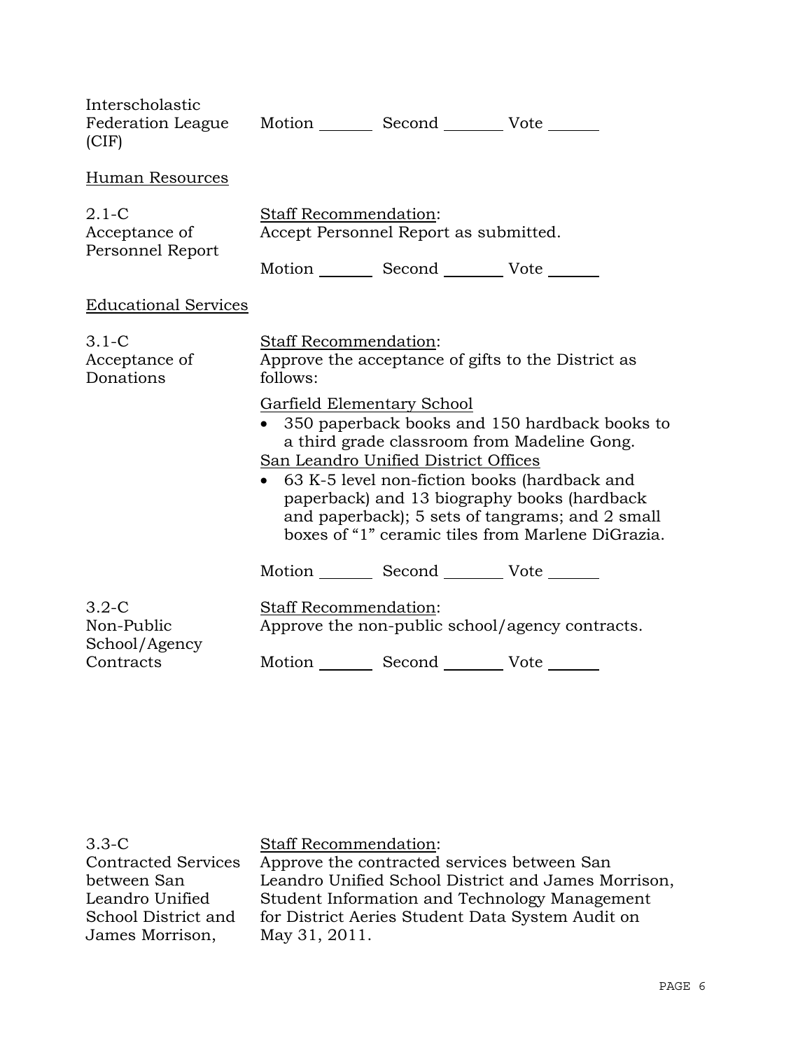Interscholastic Federation League (CIF)

Motion _______ Second ________ Vote _______

Human Resources

2.1-C Acceptance of Personnel Report

Staff Recommendation:
Accept Personnel Report as submitted.

Motion _______ Second ________ Vote _______

Educational Services

3.1-C Acceptance of Donations

Staff Recommendation:
Approve the acceptance of gifts to the District as follows:

Garfield Elementary School

- 350 paperback books and 150 hardback books to a third grade classroom from Madeline Gong.

San Leandro Unified District Offices

- 63 K-5 level non-fiction books (hardback and paperback) and 13 biography books (hardback and paperback); 5 sets of tangrams; and 2 small boxes of "1" ceramic tiles from Marlene DiGrazia.

Motion _______ Second ________ Vote _______

3.2-C Non-Public School/Agency Contracts

Staff Recommendation:
Approve the non-public school/agency contracts.

Motion _______ Second ________ Vote _______

3.3-C Contracted Services between San Leandro Unified School District and James Morrison,

Staff Recommendation:
Approve the contracted services between San Leandro Unified School District and James Morrison, Student Information and Technology Management for District Aeries Student Data System Audit on May 31, 2011.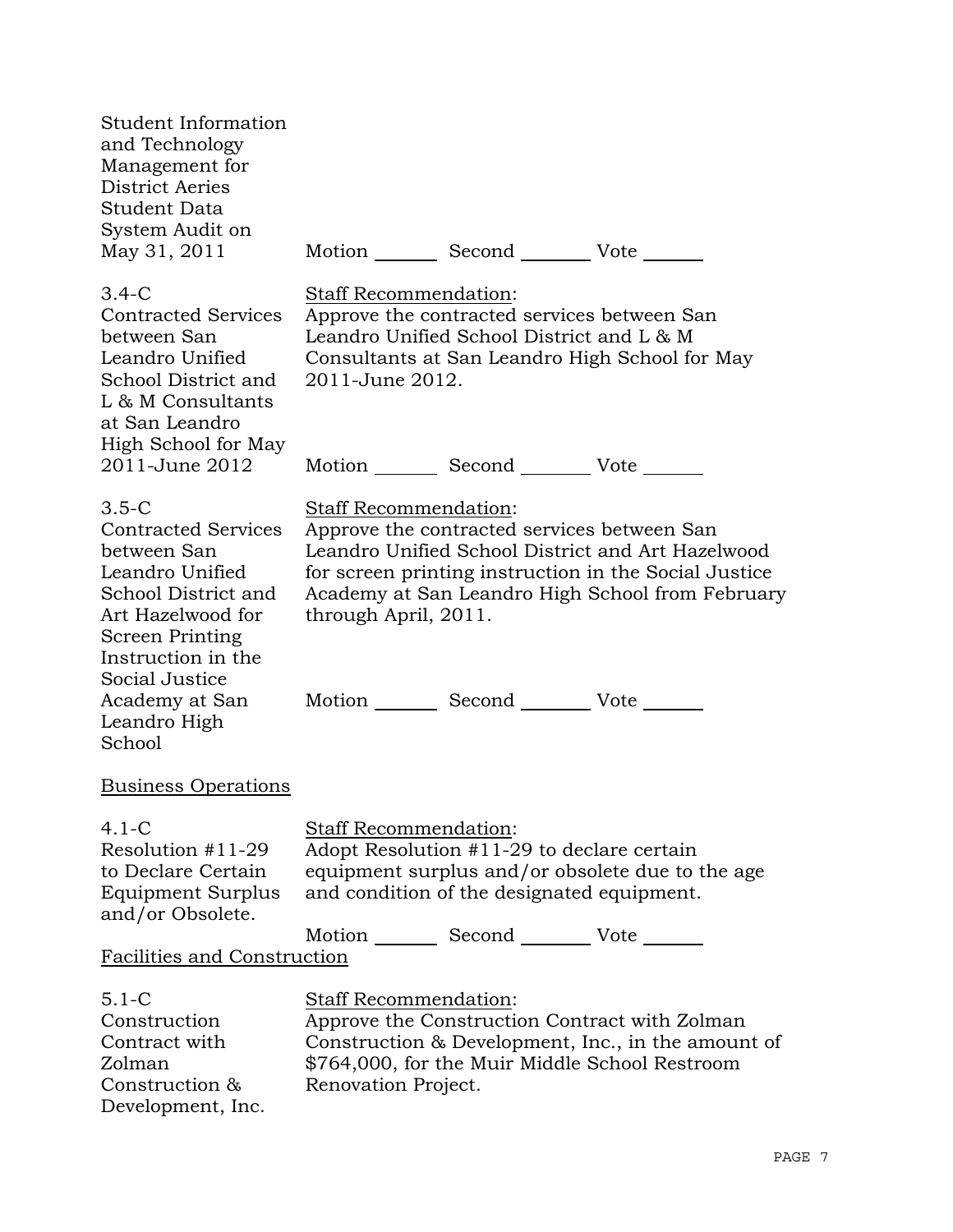Student Information and Technology Management for District Aeries Student Data System Audit on May 31, 2011

Motion _______ Second _______ Vote _______

3.4-C
Contracted Services between San Leandro Unified School District and L & M Consultants at San Leandro High School for May 2011-June 2012

Staff Recommendation:
Approve the contracted services between San Leandro Unified School District and L & M Consultants at San Leandro High School for May 2011-June 2012.

Motion _______ Second _______ Vote _______

3.5-C
Contracted Services between San Leandro Unified School District and Art Hazelwood for Screen Printing Instruction in the Social Justice Academy at San Leandro High School

Staff Recommendation:
Approve the contracted services between San Leandro Unified School District and Art Hazelwood for screen printing instruction in the Social Justice Academy at San Leandro High School from February through April, 2011.

Motion _______ Second _______ Vote _______

Business Operations

4.1-C
Resolution #11-29 to Declare Certain Equipment Surplus and/or Obsolete.

Staff Recommendation:
Adopt Resolution #11-29 to declare certain equipment surplus and/or obsolete due to the age and condition of the designated equipment.

Motion _______ Second _______ Vote _______

Facilities and Construction

5.1-C
Construction Contract with Zolman Construction & Development, Inc.

Staff Recommendation:
Approve the Construction Contract with Zolman Construction & Development, Inc., in the amount of $764,000, for the Muir Middle School Restroom Renovation Project.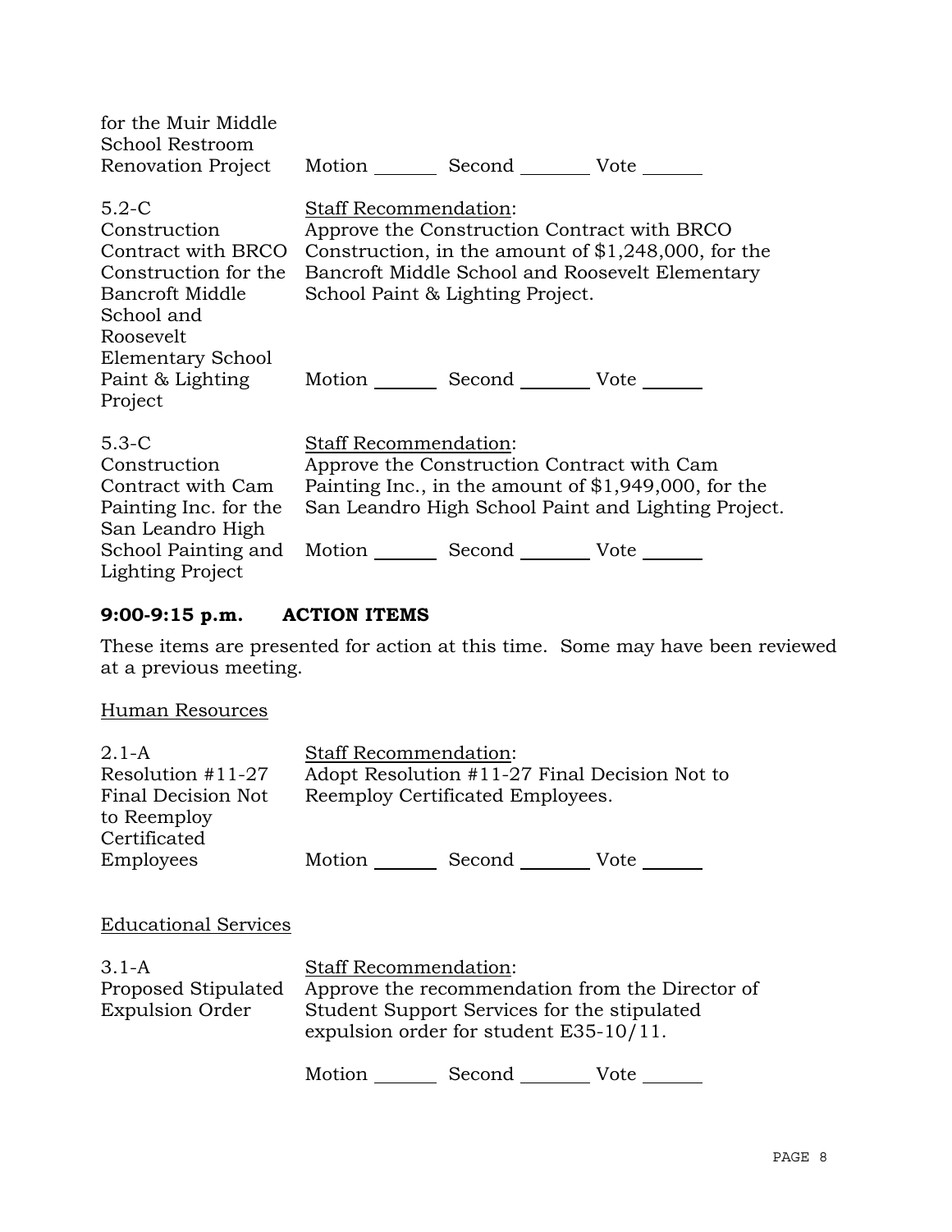| | |
|---|---|
| for the Muir Middle School Restroom Renovation Project | Motion _______ Second _______ Vote _______ |
| 5.2-C Construction Contract with BRCO Construction for the Bancroft Middle School and Roosevelt Elementary School Paint & Lighting Project | Staff Recommendation: Approve the Construction Contract with BRCO Construction, in the amount of $1,248,000, for the Bancroft Middle School and Roosevelt Elementary School Paint & Lighting Project. Motion _______ Second _______ Vote _______ |
| 5.3-C Construction Contract with Cam Painting Inc. for the San Leandro High School Painting and Lighting Project | Staff Recommendation: Approve the Construction Contract with Cam Painting Inc., in the amount of $1,949,000, for the San Leandro High School Paint and Lighting Project. Motion _______ Second _______ Vote _______ |

## 9:00-9:15 p.m. ACTION ITEMS

These items are presented for action at this time. Some may have been reviewed at a previous meeting.

Human Resources

| | |
|---|---|
| 2.1-A Resolution #11-27 Final Decision Not to Reemploy Certificated Employees | Staff Recommendation: Adopt Resolution #11-27 Final Decision Not to Reemploy Certificated Employees. Motion _______ Second _______ Vote _______ |

Educational Services

| | |
|---|---|
| 3.1-A Proposed Stipulated Expulsion Order | Staff Recommendation: Approve the recommendation from the Director of Student Support Services for the stipulated expulsion order for student E35-10/11. Motion _______ Second _______ Vote _______ |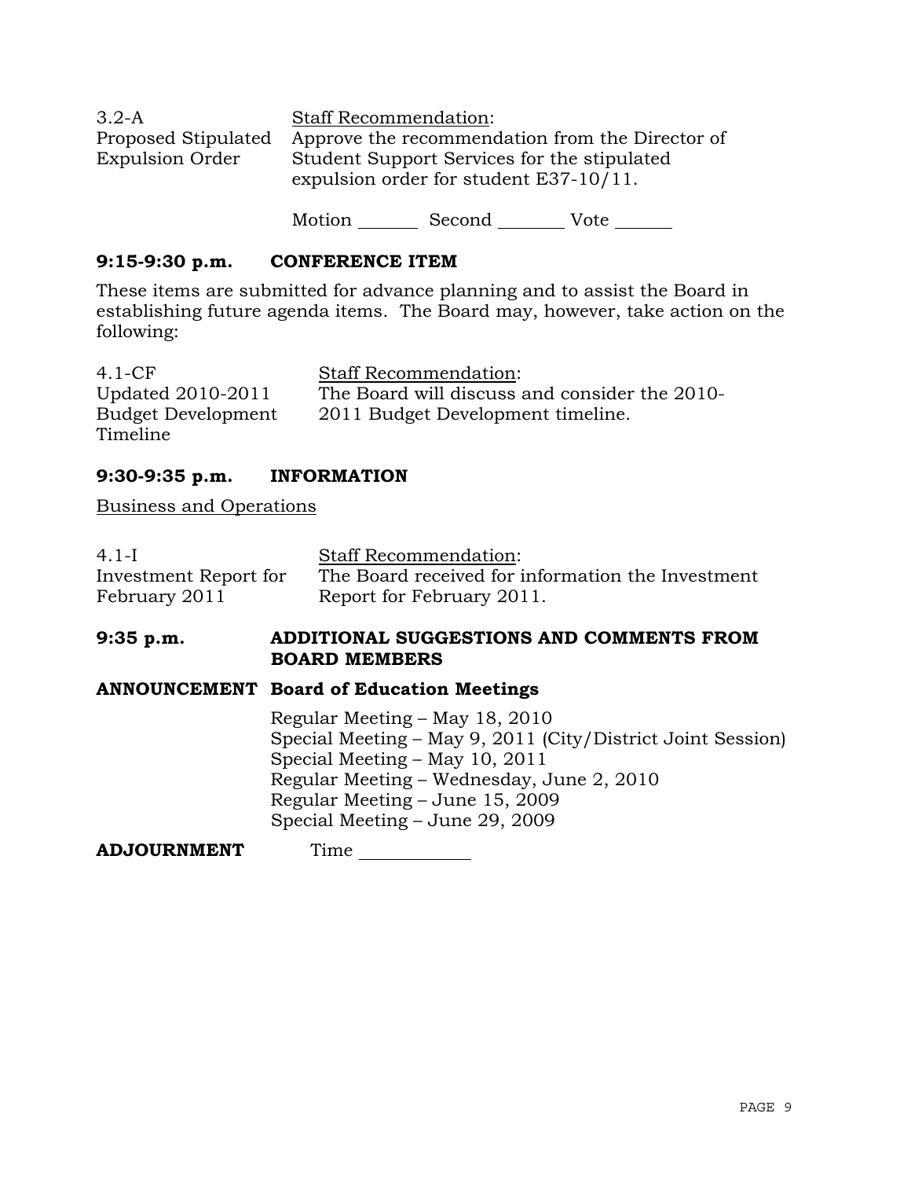| | |
|---|---|
| 3.2-A Proposed Stipulated Expulsion Order | Staff Recommendation: Approve the recommendation from the Director of Student Support Services for the stipulated expulsion order for student E37-10/11. |

Motion _______ Second ________ Vote ______

## 9:15-9:30 p.m. CONFERENCE ITEM

These items are submitted for advance planning and to assist the Board in establishing future agenda items. The Board may, however, take action on the following:

| | |
|---|---|
| 4.1-CF Updated 2010-2011 Budget Development Timeline | Staff Recommendation: The Board will discuss and consider the 2010-2011 Budget Development timeline. |

## 9:30-9:35 p.m. INFORMATION

Business and Operations

| | |
|---|---|
| 4.1-I Investment Report for February 2011 | Staff Recommendation: The Board received for information the Investment Report for February 2011. |

## 9:35 p.m. ADDITIONAL SUGGESTIONS AND COMMENTS FROM BOARD MEMBERS

## ANNOUNCEMENT Board of Education Meetings

Regular Meeting – May 18, 2010
Special Meeting – May 9, 2011 (City/District Joint Session)
Special Meeting – May 10, 2011
Regular Meeting – Wednesday, June 2, 2010
Regular Meeting – June 15, 2009
Special Meeting – June 29, 2009

**ADJOURNMENT** Time ____________